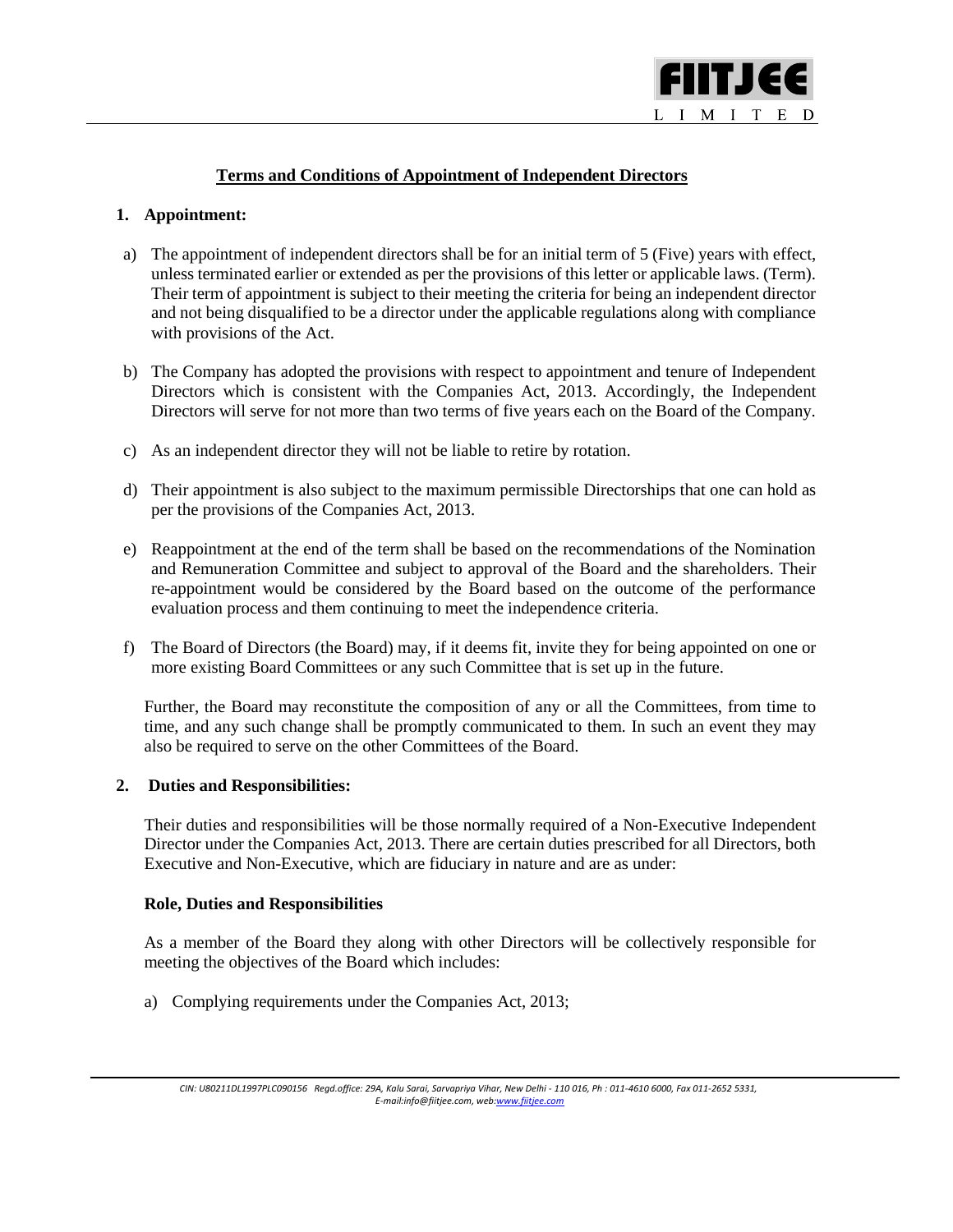## Terms and Conditions of Appointment of Independent Directors

### 1. Appointment:

a) The appointment of independent directors shall be for an initial term of 5 (Five) years with effect, unless terminated earlier or extended as per the provisions of this letter or applicable laws. (Term). Their term of appointment is subject to their meeting the criteria for being an independent director and not being disqualified to be a director under the applicable regulations along with compliance with provisions of the Act.

b) The Company has adopted the provisions with respect to appointment and tenure of Independent Directors which is consistent with the Companies Act, 2013. Accordingly, the Independent Directors will serve for not more than two terms of five years each on the Board of the Company.

c) As an independent director they will not be liable to retire by rotation.

d) Their appointment is also subject to the maximum permissible Directorships that one can hold as per the provisions of the Companies Act, 2013.

e) Reappointment at the end of the term shall be based on the recommendations of the Nomination and Remuneration Committee and subject to approval of the Board and the shareholders. Their re-appointment would be considered by the Board based on the outcome of the performance evaluation process and them continuing to meet the independence criteria.

f) The Board of Directors (the Board) may, if it deems fit, invite they for being appointed on one or more existing Board Committees or any such Committee that is set up in the future.

Further, the Board may reconstitute the composition of any or all the Committees, from time to time, and any such change shall be promptly communicated to them. In such an event they may also be required to serve on the other Committees of the Board.

### 2. Duties and Responsibilities:

Their duties and responsibilities will be those normally required of a Non-Executive Independent Director under the Companies Act, 2013. There are certain duties prescribed for all Directors, both Executive and Non-Executive, which are fiduciary in nature and are as under:

**Role, Duties and Responsibilities**

As a member of the Board they along with other Directors will be collectively responsible for meeting the objectives of the Board which includes:

a) Complying requirements under the Companies Act, 2013;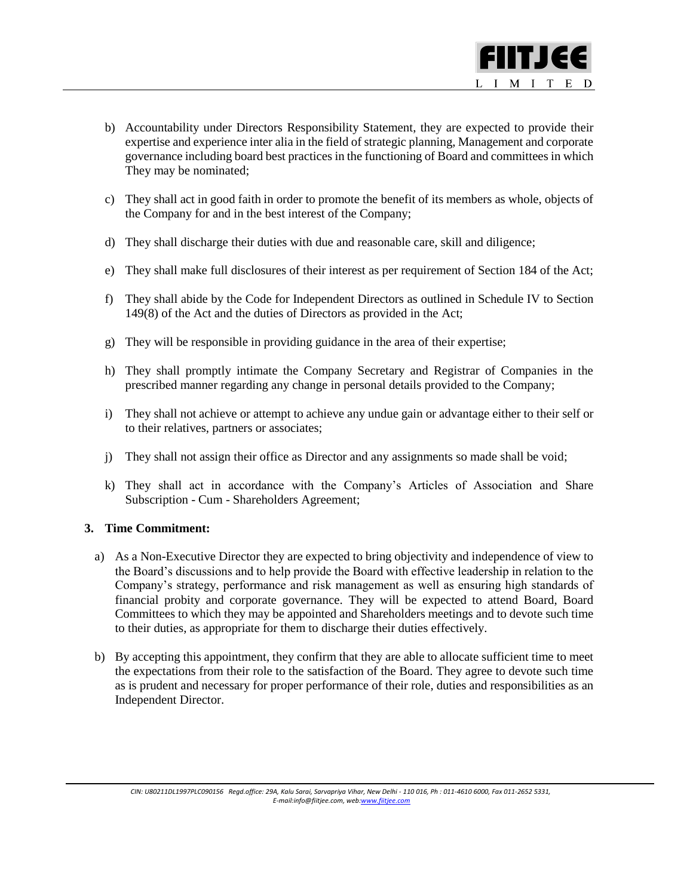b) Accountability under Directors Responsibility Statement, they are expected to provide their expertise and experience inter alia in the field of strategic planning, Management and corporate governance including board best practices in the functioning of Board and committees in which They may be nominated;

c) They shall act in good faith in order to promote the benefit of its members as whole, objects of the Company for and in the best interest of the Company;

d) They shall discharge their duties with due and reasonable care, skill and diligence;

e) They shall make full disclosures of their interest as per requirement of Section 184 of the Act;

f) They shall abide by the Code for Independent Directors as outlined in Schedule IV to Section 149(8) of the Act and the duties of Directors as provided in the Act;

g) They will be responsible in providing guidance in the area of their expertise;

h) They shall promptly intimate the Company Secretary and Registrar of Companies in the prescribed manner regarding any change in personal details provided to the Company;

i) They shall not achieve or attempt to achieve any undue gain or advantage either to their self or to their relatives, partners or associates;

j) They shall not assign their office as Director and any assignments so made shall be void;

k) They shall act in accordance with the Company's Articles of Association and Share Subscription - Cum - Shareholders Agreement;

**3. Time Commitment:**

a) As a Non-Executive Director they are expected to bring objectivity and independence of view to the Board's discussions and to help provide the Board with effective leadership in relation to the Company's strategy, performance and risk management as well as ensuring high standards of financial probity and corporate governance. They will be expected to attend Board, Board Committees to which they may be appointed and Shareholders meetings and to devote such time to their duties, as appropriate for them to discharge their duties effectively.

b) By accepting this appointment, they confirm that they are able to allocate sufficient time to meet the expectations from their role to the satisfaction of the Board. They agree to devote such time as is prudent and necessary for proper performance of their role, duties and responsibilities as an Independent Director.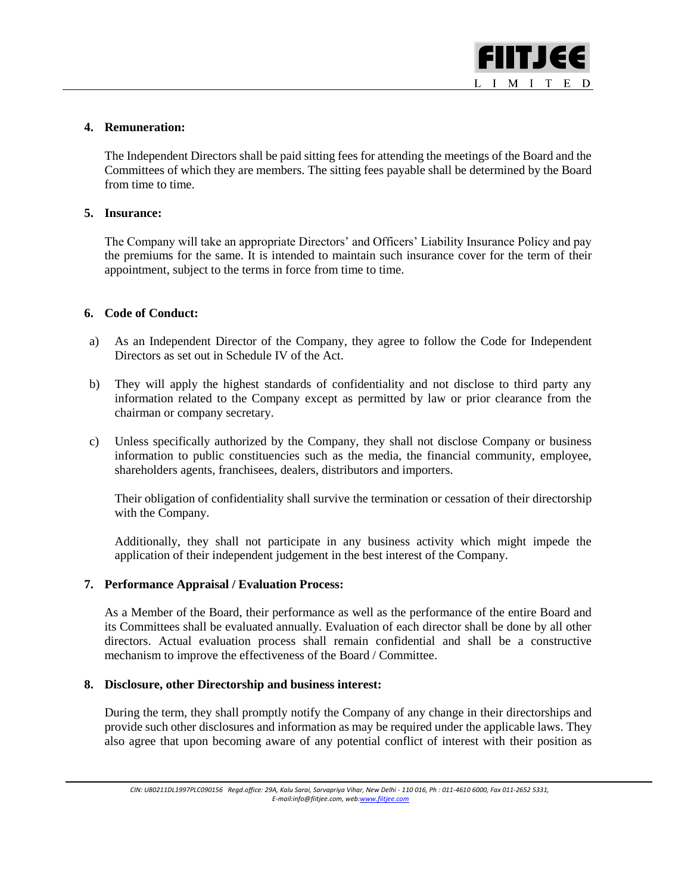**4. Remuneration:**

The Independent Directors shall be paid sitting fees for attending the meetings of the Board and the Committees of which they are members. The sitting fees payable shall be determined by the Board from time to time.

**5. Insurance:**

The Company will take an appropriate Directors' and Officers' Liability Insurance Policy and pay the premiums for the same. It is intended to maintain such insurance cover for the term of their appointment, subject to the terms in force from time to time.

**6. Code of Conduct:**

a) As an Independent Director of the Company, they agree to follow the Code for Independent Directors as set out in Schedule IV of the Act.

b) They will apply the highest standards of confidentiality and not disclose to third party any information related to the Company except as permitted by law or prior clearance from the chairman or company secretary.

c) Unless specifically authorized by the Company, they shall not disclose Company or business information to public constituencies such as the media, the financial community, employee, shareholders agents, franchisees, dealers, distributors and importers.

   Their obligation of confidentiality shall survive the termination or cessation of their directorship with the Company.

   Additionally, they shall not participate in any business activity which might impede the application of their independent judgement in the best interest of the Company.

**7. Performance Appraisal / Evaluation Process:**

As a Member of the Board, their performance as well as the performance of the entire Board and its Committees shall be evaluated annually. Evaluation of each director shall be done by all other directors. Actual evaluation process shall remain confidential and shall be a constructive mechanism to improve the effectiveness of the Board / Committee.

**8. Disclosure, other Directorship and business interest:**

During the term, they shall promptly notify the Company of any change in their directorships and provide such other disclosures and information as may be required under the applicable laws. They also agree that upon becoming aware of any potential conflict of interest with their position as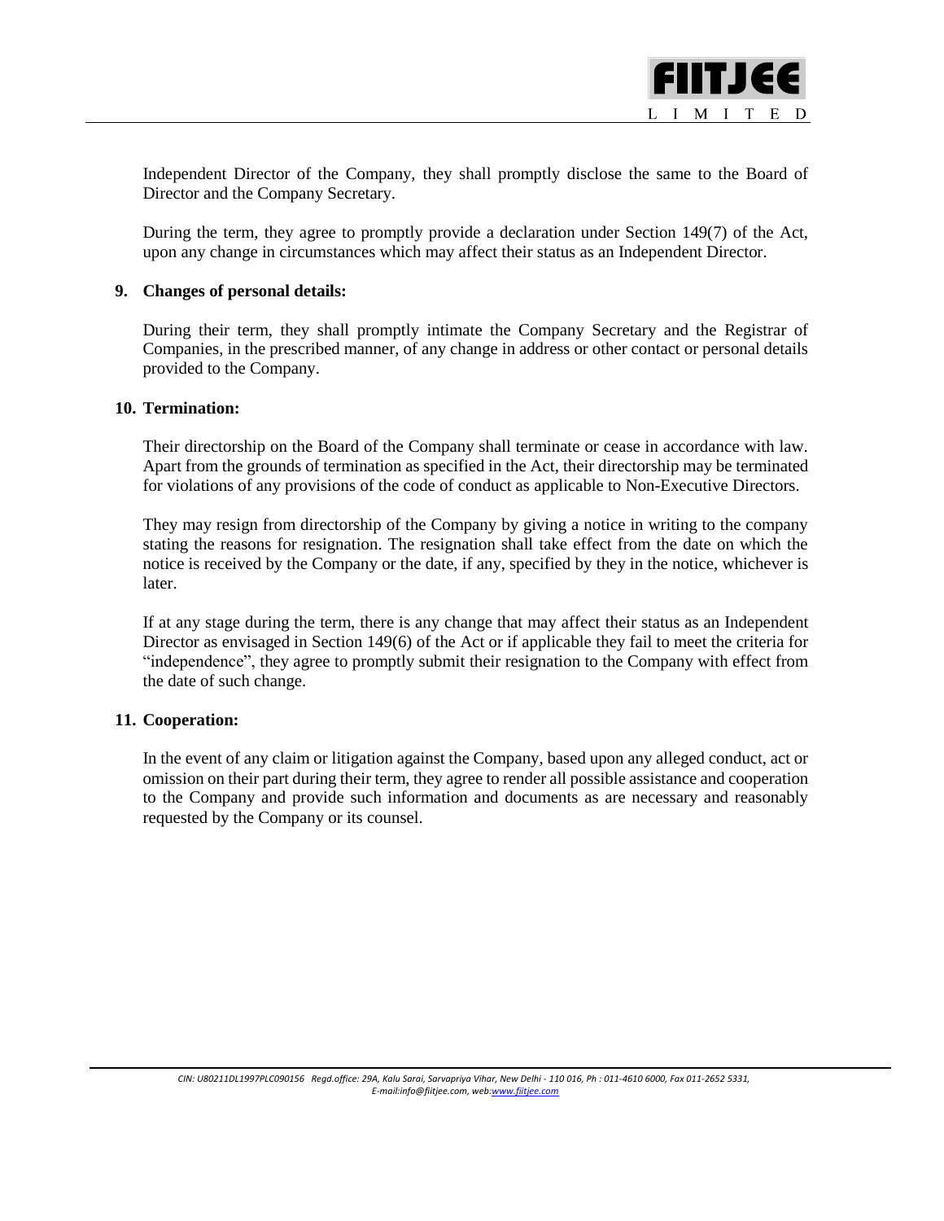Independent Director of the Company, they shall promptly disclose the same to the Board of Director and the Company Secretary.

During the term, they agree to promptly provide a declaration under Section 149(7) of the Act, upon any change in circumstances which may affect their status as an Independent Director.

**9. Changes of personal details:**

During their term, they shall promptly intimate the Company Secretary and the Registrar of Companies, in the prescribed manner, of any change in address or other contact or personal details provided to the Company.

**10. Termination:**

Their directorship on the Board of the Company shall terminate or cease in accordance with law. Apart from the grounds of termination as specified in the Act, their directorship may be terminated for violations of any provisions of the code of conduct as applicable to Non-Executive Directors.

They may resign from directorship of the Company by giving a notice in writing to the company stating the reasons for resignation. The resignation shall take effect from the date on which the notice is received by the Company or the date, if any, specified by they in the notice, whichever is later.

If at any stage during the term, there is any change that may affect their status as an Independent Director as envisaged in Section 149(6) of the Act or if applicable they fail to meet the criteria for "independence", they agree to promptly submit their resignation to the Company with effect from the date of such change.

**11. Cooperation:**

In the event of any claim or litigation against the Company, based upon any alleged conduct, act or omission on their part during their term, they agree to render all possible assistance and cooperation to the Company and provide such information and documents as are necessary and reasonably requested by the Company or its counsel.